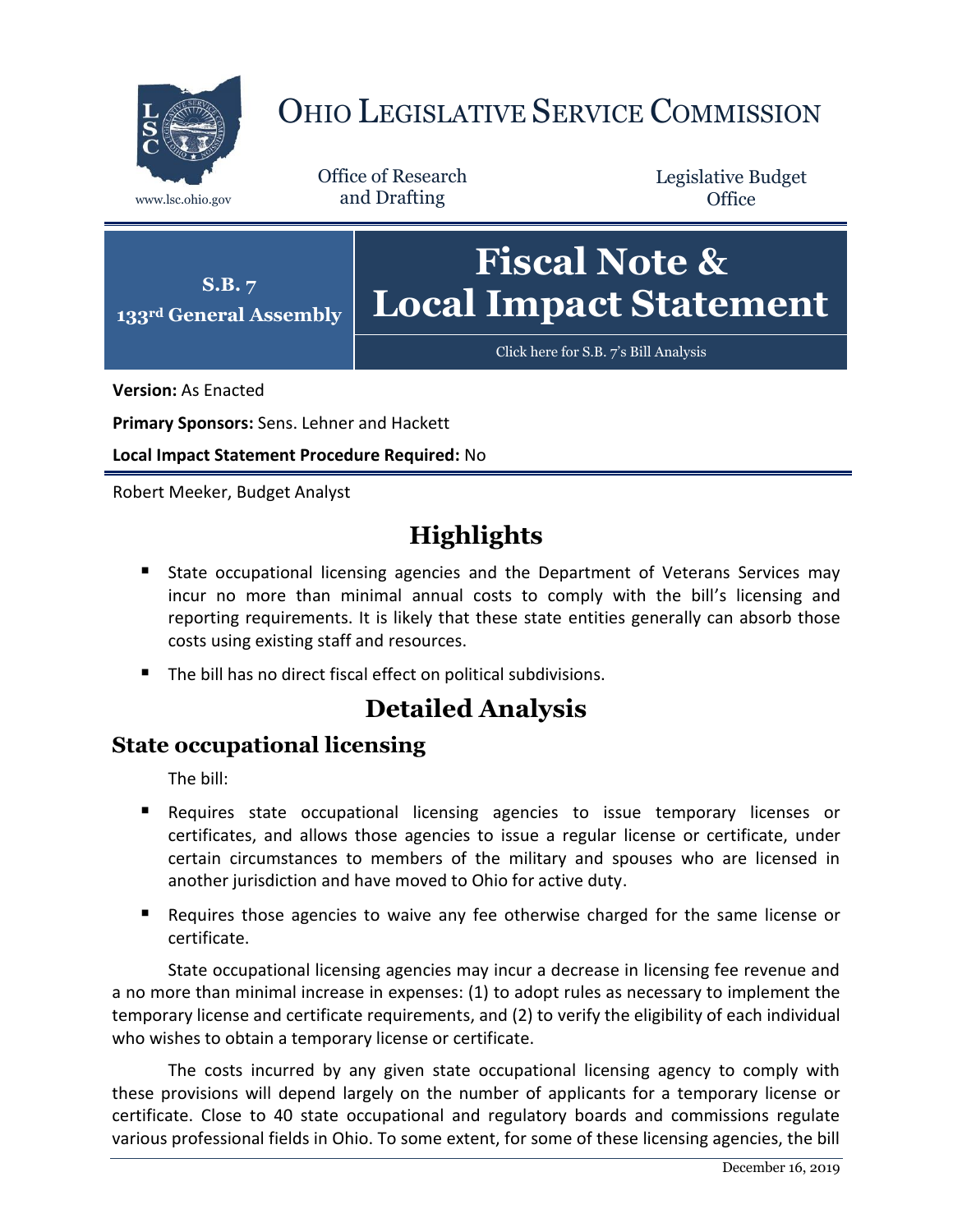# OHIO LEGISLATIVE SERVICE COMMISSION

www.lsc.ohio.gov

Office of Research and Drafting

Legislative Budget Office

**S.B. 7**
**133rd General Assembly**

# Fiscal Note & Local Impact Statement

Click here for S.B. 7's Bill Analysis

**Version:** As Enacted

**Primary Sponsors:** Sens. Lehner and Hackett

**Local Impact Statement Procedure Required:** No

Robert Meeker, Budget Analyst

## Highlights

- State occupational licensing agencies and the Department of Veterans Services may incur no more than minimal annual costs to comply with the bill's licensing and reporting requirements. It is likely that these state entities generally can absorb those costs using existing staff and resources.
- The bill has no direct fiscal effect on political subdivisions.

## Detailed Analysis

### State occupational licensing

The bill:

- Requires state occupational licensing agencies to issue temporary licenses or certificates, and allows those agencies to issue a regular license or certificate, under certain circumstances to members of the military and spouses who are licensed in another jurisdiction and have moved to Ohio for active duty.
- Requires those agencies to waive any fee otherwise charged for the same license or certificate.

State occupational licensing agencies may incur a decrease in licensing fee revenue and a no more than minimal increase in expenses: (1) to adopt rules as necessary to implement the temporary license and certificate requirements, and (2) to verify the eligibility of each individual who wishes to obtain a temporary license or certificate.

The costs incurred by any given state occupational licensing agency to comply with these provisions will depend largely on the number of applicants for a temporary license or certificate. Close to 40 state occupational and regulatory boards and commissions regulate various professional fields in Ohio. To some extent, for some of these licensing agencies, the bill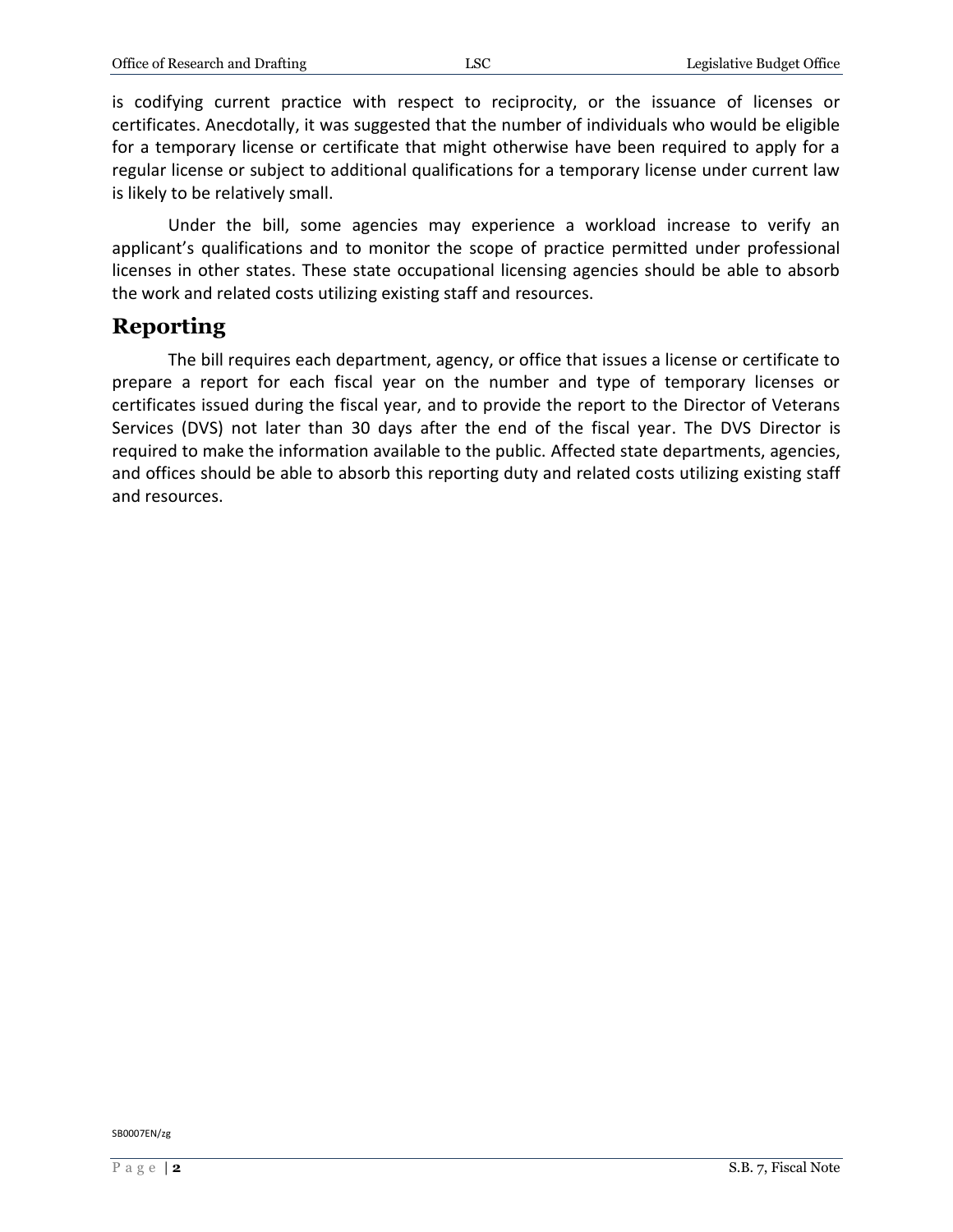is codifying current practice with respect to reciprocity, or the issuance of licenses or certificates. Anecdotally, it was suggested that the number of individuals who would be eligible for a temporary license or certificate that might otherwise have been required to apply for a regular license or subject to additional qualifications for a temporary license under current law is likely to be relatively small.

Under the bill, some agencies may experience a workload increase to verify an applicant's qualifications and to monitor the scope of practice permitted under professional licenses in other states. These state occupational licensing agencies should be able to absorb the work and related costs utilizing existing staff and resources.

## Reporting

The bill requires each department, agency, or office that issues a license or certificate to prepare a report for each fiscal year on the number and type of temporary licenses or certificates issued during the fiscal year, and to provide the report to the Director of Veterans Services (DVS) not later than 30 days after the end of the fiscal year. The DVS Director is required to make the information available to the public. Affected state departments, agencies, and offices should be able to absorb this reporting duty and related costs utilizing existing staff and resources.

SB0007EN/zg